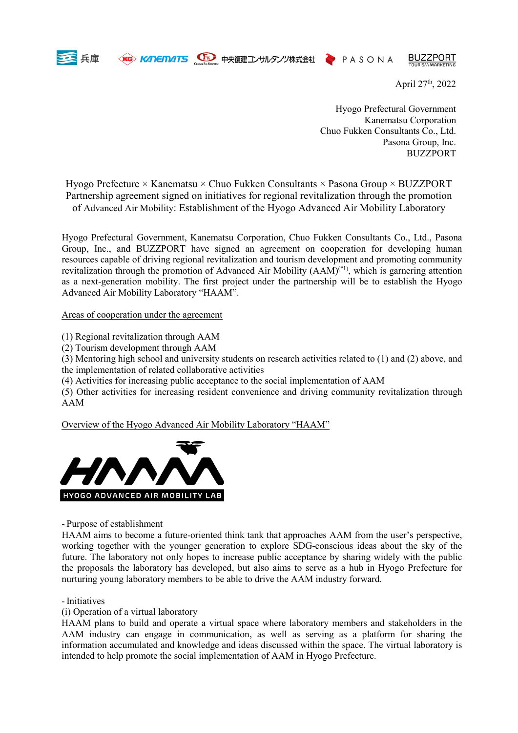April 27th, 2022

Hyogo Prefectural Government
Kanematsu Corporation
Chuo Fukken Consultants Co., Ltd.
Pasona Group, Inc.
BUZZPORT

# Hyogo Prefecture × Kanematsu × Chuo Fukken Consultants × Pasona Group × BUZZPORT Partnership agreement signed on initiatives for regional revitalization through the promotion of Advanced Air Mobility: Establishment of the Hyogo Advanced Air Mobility Laboratory

Hyogo Prefectural Government, Kanematsu Corporation, Chuo Fukken Consultants Co., Ltd., Pasona Group, Inc., and BUZZPORT have signed an agreement on cooperation for developing human resources capable of driving regional revitalization and tourism development and promoting community revitalization through the promotion of Advanced Air Mobility (AAM)[*1], which is garnering attention as a next-generation mobility. The first project under the partnership will be to establish the Hyogo Advanced Air Mobility Laboratory "HAAM".

## Areas of cooperation under the agreement

(1) Regional revitalization through AAM
(2) Tourism development through AAM
(3) Mentoring high school and university students on research activities related to (1) and (2) above, and the implementation of related collaborative activities
(4) Activities for increasing public acceptance to the social implementation of AAM
(5) Other activities for increasing resident convenience and driving community revitalization through AAM

## Overview of the Hyogo Advanced Air Mobility Laboratory "HAAM"

HAAM
HYOGO ADVANCED AIR MOBILITY LAB

- Purpose of establishment

HAAM aims to become a future-oriented think tank that approaches AAM from the user's perspective, working together with the younger generation to explore SDG-conscious ideas about the sky of the future. The laboratory not only hopes to increase public acceptance by sharing widely with the public the proposals the laboratory has developed, but also aims to serve as a hub in Hyogo Prefecture for nurturing young laboratory members to be able to drive the AAM industry forward.

- Initiatives

(i) Operation of a virtual laboratory

HAAM plans to build and operate a virtual space where laboratory members and stakeholders in the AAM industry can engage in communication, as well as serving as a platform for sharing the information accumulated and knowledge and ideas discussed within the space. The virtual laboratory is intended to help promote the social implementation of AAM in Hyogo Prefecture.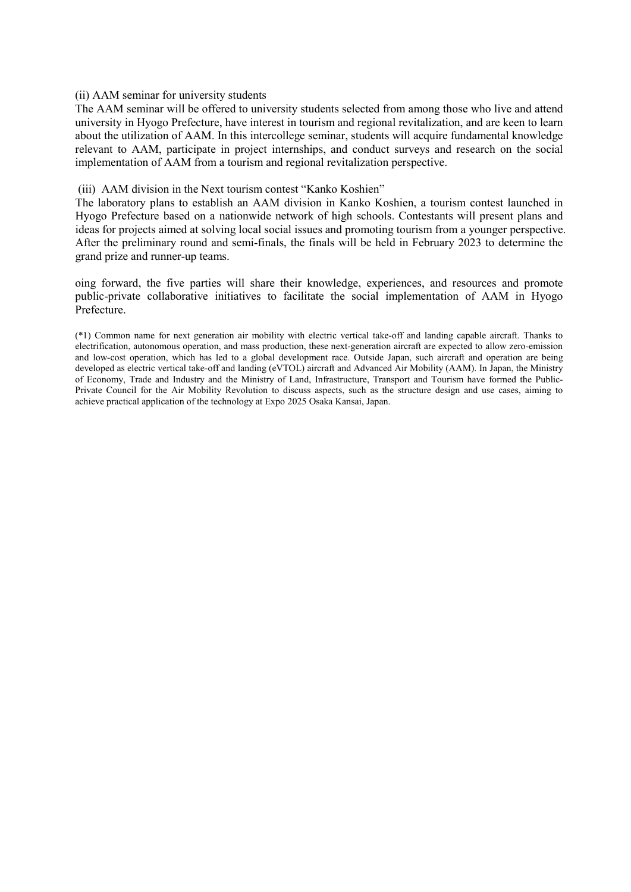(ii) AAM seminar for university students

The AAM seminar will be offered to university students selected from among those who live and attend university in Hyogo Prefecture, have interest in tourism and regional revitalization, and are keen to learn about the utilization of AAM. In this intercollege seminar, students will acquire fundamental knowledge relevant to AAM, participate in project internships, and conduct surveys and research on the social implementation of AAM from a tourism and regional revitalization perspective.

(iii) AAM division in the Next tourism contest "Kanko Koshien"

The laboratory plans to establish an AAM division in Kanko Koshien, a tourism contest launched in Hyogo Prefecture based on a nationwide network of high schools. Contestants will present plans and ideas for projects aimed at solving local social issues and promoting tourism from a younger perspective. After the preliminary round and semi-finals, the finals will be held in February 2023 to determine the grand prize and runner-up teams.

oing forward, the five parties will share their knowledge, experiences, and resources and promote public-private collaborative initiatives to facilitate the social implementation of AAM in Hyogo Prefecture.

(*1) Common name for next generation air mobility with electric vertical take-off and landing capable aircraft. Thanks to electrification, autonomous operation, and mass production, these next-generation aircraft are expected to allow zero-emission and low-cost operation, which has led to a global development race. Outside Japan, such aircraft and operation are being developed as electric vertical take-off and landing (eVTOL) aircraft and Advanced Air Mobility (AAM). In Japan, the Ministry of Economy, Trade and Industry and the Ministry of Land, Infrastructure, Transport and Tourism have formed the Public-Private Council for the Air Mobility Revolution to discuss aspects, such as the structure design and use cases, aiming to achieve practical application of the technology at Expo 2025 Osaka Kansai, Japan.